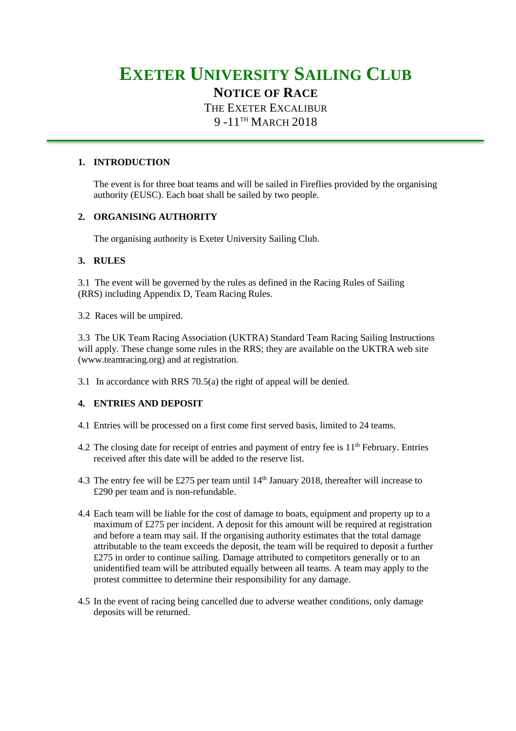# EXETER UNIVERSITY SAILING CLUB

## NOTICE OF RACE

THE EXETER EXCALIBUR

9 -11TH MARCH 2018

---

## 1. INTRODUCTION

The event is for three boat teams and will be sailed in Fireflies provided by the organising authority (EUSC). Each boat shall be sailed by two people.

## 2. ORGANISING AUTHORITY

The organising authority is Exeter University Sailing Club.

## 3. RULES

3.1 The event will be governed by the rules as defined in the Racing Rules of Sailing (RRS) including Appendix D, Team Racing Rules.

3.2 Races will be umpired.

3.3 The UK Team Racing Association (UKTRA) Standard Team Racing Sailing Instructions will apply. These change some rules in the RRS; they are available on the UKTRA web site (www.teamracing.org) and at registration.

3.1 In accordance with RRS 70.5(a) the right of appeal will be denied.

## 4. ENTRIES AND DEPOSIT

4.1 Entries will be processed on a first come first served basis, limited to 24 teams.

4.2 The closing date for receipt of entries and payment of entry fee is 11th February. Entries received after this date will be added to the reserve list.

4.3 The entry fee will be £275 per team until 14th January 2018, thereafter will increase to £290 per team and is non-refundable.

4.4 Each team will be liable for the cost of damage to boats, equipment and property up to a maximum of £275 per incident. A deposit for this amount will be required at registration and before a team may sail. If the organising authority estimates that the total damage attributable to the team exceeds the deposit, the team will be required to deposit a further £275 in order to continue sailing. Damage attributed to competitors generally or to an unidentified team will be attributed equally between all teams. A team may apply to the protest committee to determine their responsibility for any damage.

4.5 In the event of racing being cancelled due to adverse weather conditions, only damage deposits will be returned.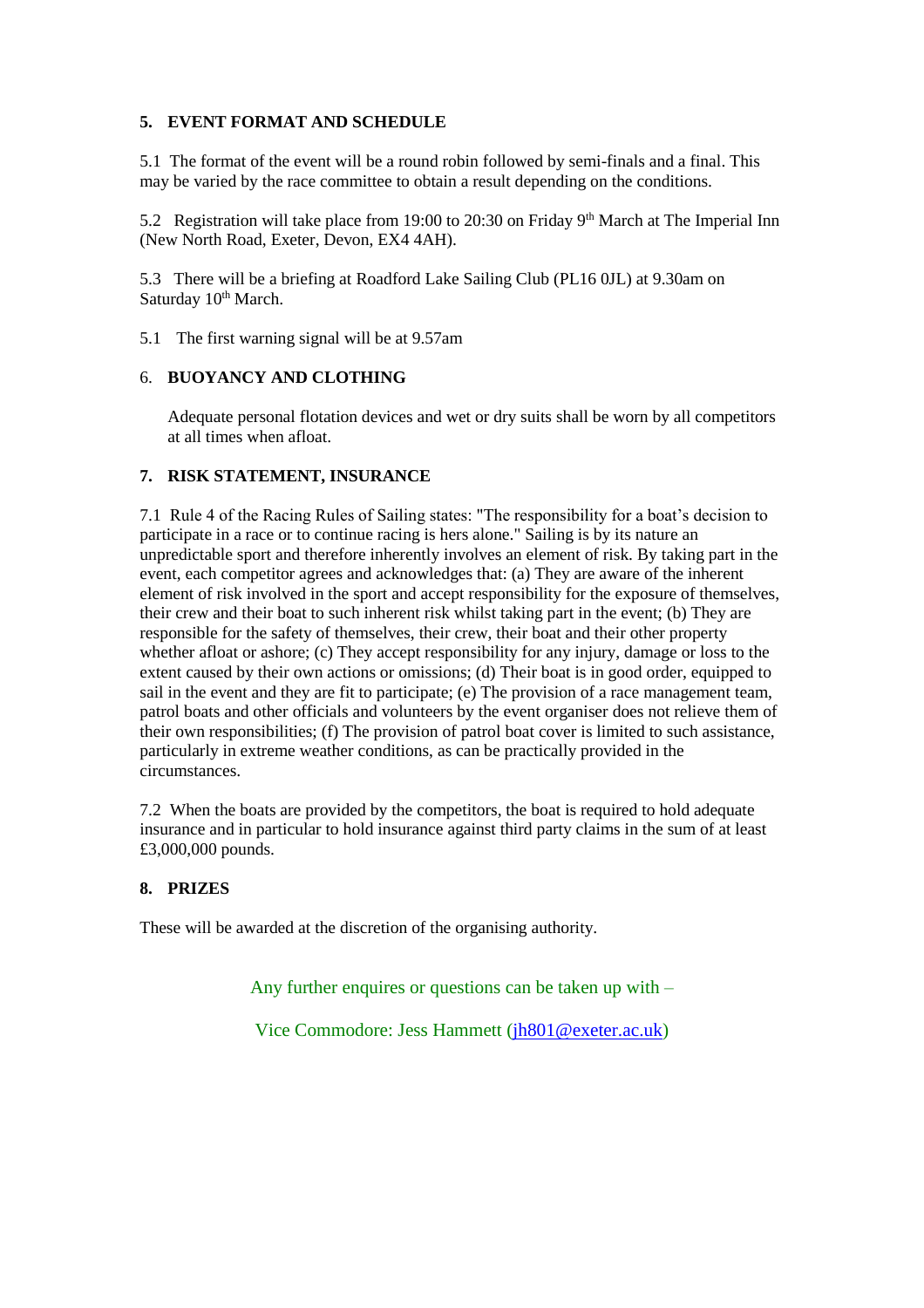## 5. EVENT FORMAT AND SCHEDULE

5.1 The format of the event will be a round robin followed by semi-finals and a final. This may be varied by the race committee to obtain a result depending on the conditions.

5.2 Registration will take place from 19:00 to 20:30 on Friday 9th March at The Imperial Inn (New North Road, Exeter, Devon, EX4 4AH).

5.3 There will be a briefing at Roadford Lake Sailing Club (PL16 0JL) at 9.30am on Saturday 10th March.

5.1 The first warning signal will be at 9.57am

## 6. BUOYANCY AND CLOTHING

Adequate personal flotation devices and wet or dry suits shall be worn by all competitors at all times when afloat.

## 7. RISK STATEMENT, INSURANCE

7.1 Rule 4 of the Racing Rules of Sailing states: "The responsibility for a boat's decision to participate in a race or to continue racing is hers alone." Sailing is by its nature an unpredictable sport and therefore inherently involves an element of risk. By taking part in the event, each competitor agrees and acknowledges that: (a) They are aware of the inherent element of risk involved in the sport and accept responsibility for the exposure of themselves, their crew and their boat to such inherent risk whilst taking part in the event; (b) They are responsible for the safety of themselves, their crew, their boat and their other property whether afloat or ashore; (c) They accept responsibility for any injury, damage or loss to the extent caused by their own actions or omissions; (d) Their boat is in good order, equipped to sail in the event and they are fit to participate; (e) The provision of a race management team, patrol boats and other officials and volunteers by the event organiser does not relieve them of their own responsibilities; (f) The provision of patrol boat cover is limited to such assistance, particularly in extreme weather conditions, as can be practically provided in the circumstances.

7.2 When the boats are provided by the competitors, the boat is required to hold adequate insurance and in particular to hold insurance against third party claims in the sum of at least £3,000,000 pounds.

## 8. PRIZES

These will be awarded at the discretion of the organising authority.

Any further enquires or questions can be taken up with –

Vice Commodore: Jess Hammett (jh801@exeter.ac.uk)